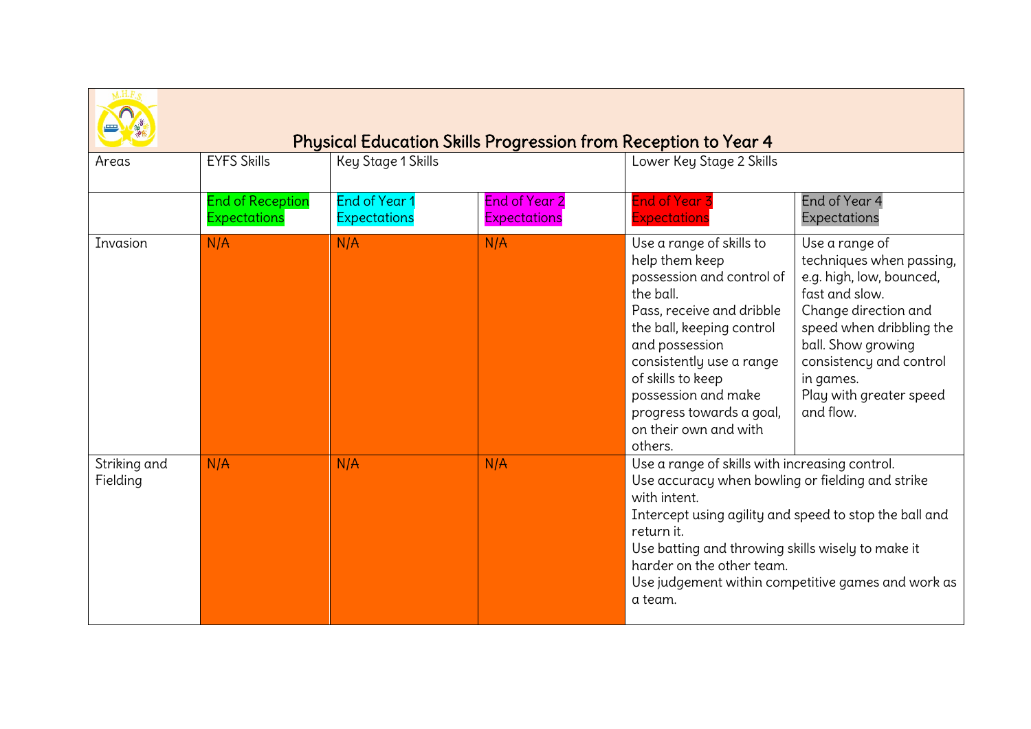# Physical Education Skills Progression from Reception to Year 4

| Areas | EYFS Skills | Key Stage 1 Skills | | Lower Key Stage 2 Skills | |
|---|---|---|---|---|---|
| | End of Reception Expectations | End of Year 1 Expectations | End of Year 2 Expectations | End of Year 3 Expectations | End of Year 4 Expectations |
| Invasion | N/A | N/A | N/A | Use a range of skills to help them keep possession and control of the ball.<br>Pass, receive and dribble the ball, keeping control and possession consistently use a range of skills to keep possession and make progress towards a goal, on their own and with others. | Use a range of techniques when passing, e.g. high, low, bounced, fast and slow.<br>Change direction and speed when dribbling the ball. Show growing consistency and control in games.<br>Play with greater speed and flow. |
| Striking and Fielding | N/A | N/A | N/A | Use a range of skills with increasing control.<br>Use accuracy when bowling or fielding and strike with intent.<br>Intercept using agility and speed to stop the ball and return it.<br>Use batting and throwing skills wisely to make it harder on the other team.<br>Use judgement within competitive games and work as a team. | |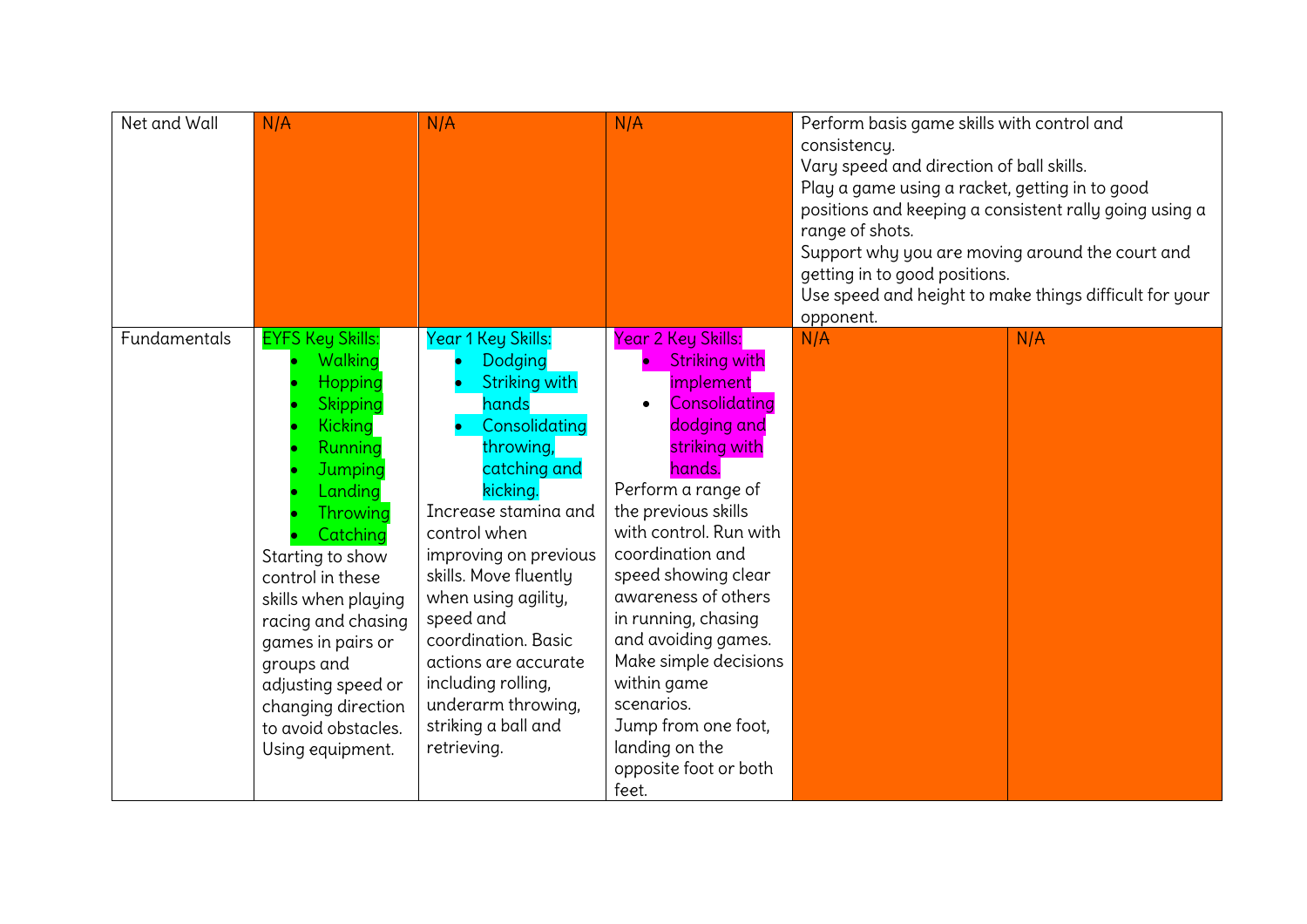| | | | | | |
|---|---|---|---|---|---|
| Net and Wall | N/A | N/A | N/A | Perform basis game skills with control and consistency.<br>Vary speed and direction of ball skills.<br>Play a game using a racket, getting in to good positions and keeping a consistent rally going using a range of shots.<br>Support why you are moving around the court and getting in to good positions.<br>Use speed and height to make things difficult for your opponent. | |
| Fundamentals | EYFS Key Skills:<br>• Walking<br>• Hopping<br>• Skipping<br>• Kicking<br>• Running<br>• Jumping<br>• Landing<br>• Throwing<br>• Catching<br>Starting to show control in these skills when playing racing and chasing games in pairs or groups and adjusting speed or changing direction to avoid obstacles. Using equipment. | Year 1 Key Skills:<br>• Dodging<br>• Striking with hands<br>• Consolidating throwing, catching and kicking.<br>Increase stamina and control when improving on previous skills. Move fluently when using agility, speed and coordination. Basic actions are accurate including rolling, underarm throwing, striking a ball and retrieving. | Year 2 Key Skills:<br>• Striking with implement<br>• Consolidating dodging and striking with hands.<br>Perform a range of the previous skills with control. Run with coordination and speed showing clear awareness of others in running, chasing and avoiding games. Make simple decisions within game scenarios.<br>Jump from one foot, landing on the opposite foot or both feet. | N/A | N/A |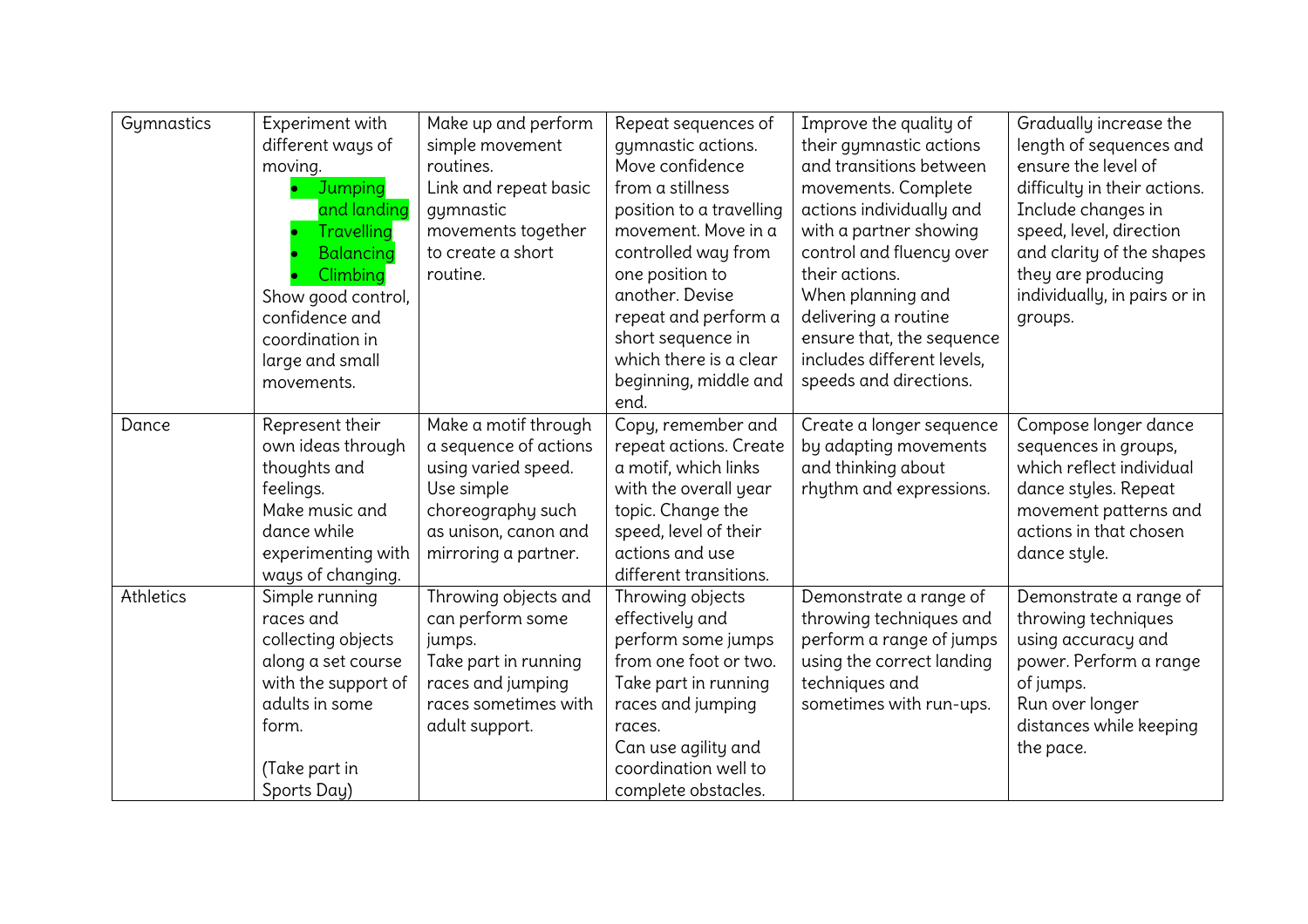| Gymnastics | Experiment with different ways of moving.<br>• Jumping and landing<br>• Travelling<br>• Balancing<br>• Climbing<br>Show good control, confidence and coordination in large and small movements. | Make up and perform simple movement routines.<br>Link and repeat basic gymnastic movements together to create a short routine. | Repeat sequences of gymnastic actions.<br>Move confidence from a stillness position to a travelling movement. Move in a controlled way from one position to another. Devise repeat and perform a short sequence in which there is a clear beginning, middle and end. | Improve the quality of their gymnastic actions and transitions between movements. Complete actions individually and with a partner showing control and fluency over their actions.<br>When planning and delivering a routine ensure that, the sequence includes different levels, speeds and directions. | Gradually increase the length of sequences and ensure the level of difficulty in their actions. Include changes in speed, level, direction and clarity of the shapes they are producing individually, in pairs or in groups. |
|---|---|---|---|---|---|
| Dance | Represent their own ideas through thoughts and feelings.<br>Make music and dance while experimenting with ways of changing. | Make a motif through a sequence of actions using varied speed.<br>Use simple choreography such as unison, canon and mirroring a partner. | Copy, remember and repeat actions. Create a motif, which links with the overall year topic. Change the speed, level of their actions and use different transitions. | Create a longer sequence by adapting movements and thinking about rhythm and expressions. | Compose longer dance sequences in groups, which reflect individual dance styles. Repeat movement patterns and actions in that chosen dance style. |
| Athletics | Simple running races and collecting objects along a set course with the support of adults in some form.<br><br>(Take part in Sports Day) | Throwing objects and can perform some jumps.<br>Take part in running races and jumping races sometimes with adult support. | Throwing objects effectively and perform some jumps from one foot or two.<br>Take part in running races and jumping races.<br>Can use agility and coordination well to complete obstacles. | Demonstrate a range of throwing techniques and perform a range of jumps using the correct landing techniques and sometimes with run-ups. | Demonstrate a range of throwing techniques using accuracy and power. Perform a range of jumps.<br>Run over longer distances while keeping the pace. |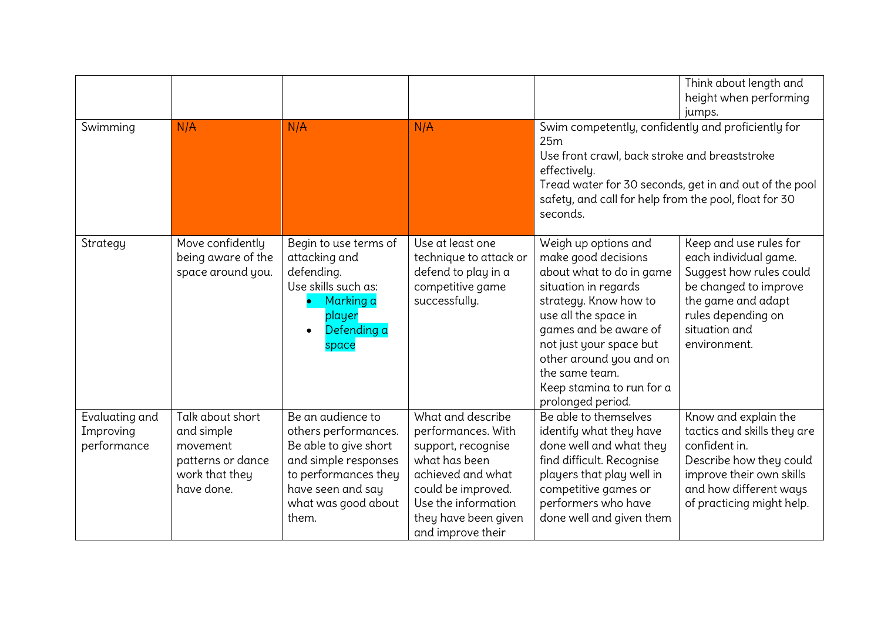| | | | | | |
|---|---|---|---|---|---|
| | | | | | Think about length and height when performing jumps. |
| Swimming | N/A | N/A | N/A | Swim competently, confidently and proficiently for 25m<br>Use front crawl, back stroke and breaststroke effectively.<br>Tread water for 30 seconds, get in and out of the pool safety, and call for help from the pool, float for 30 seconds. | |
| Strategy | Move confidently being aware of the space around you. | Begin to use terms of attacking and defending.<br>Use skills such as:<br>• Marking a player<br>• Defending a space | Use at least one technique to attack or defend to play in a competitive game successfully. | Weigh up options and make good decisions about what to do in game situation in regards strategy. Know how to use all the space in games and be aware of not just your space but other around you and on the same team.<br>Keep stamina to run for a prolonged period. | Keep and use rules for each individual game. Suggest how rules could be changed to improve the game and adapt rules depending on situation and environment. |
| Evaluating and Improving performance | Talk about short and simple movement patterns or dance work that they have done. | Be an audience to others performances. Be able to give short and simple responses to performances they have seen and say what was good about them. | What and describe performances. With support, recognise what has been achieved and what could be improved. Use the information they have been given and improve their | Be able to themselves identify what they have done well and what they find difficult. Recognise players that play well in competitive games or performers who have done well and given them | Know and explain the tactics and skills they are confident in.<br>Describe how they could improve their own skills and how different ways of practicing might help. |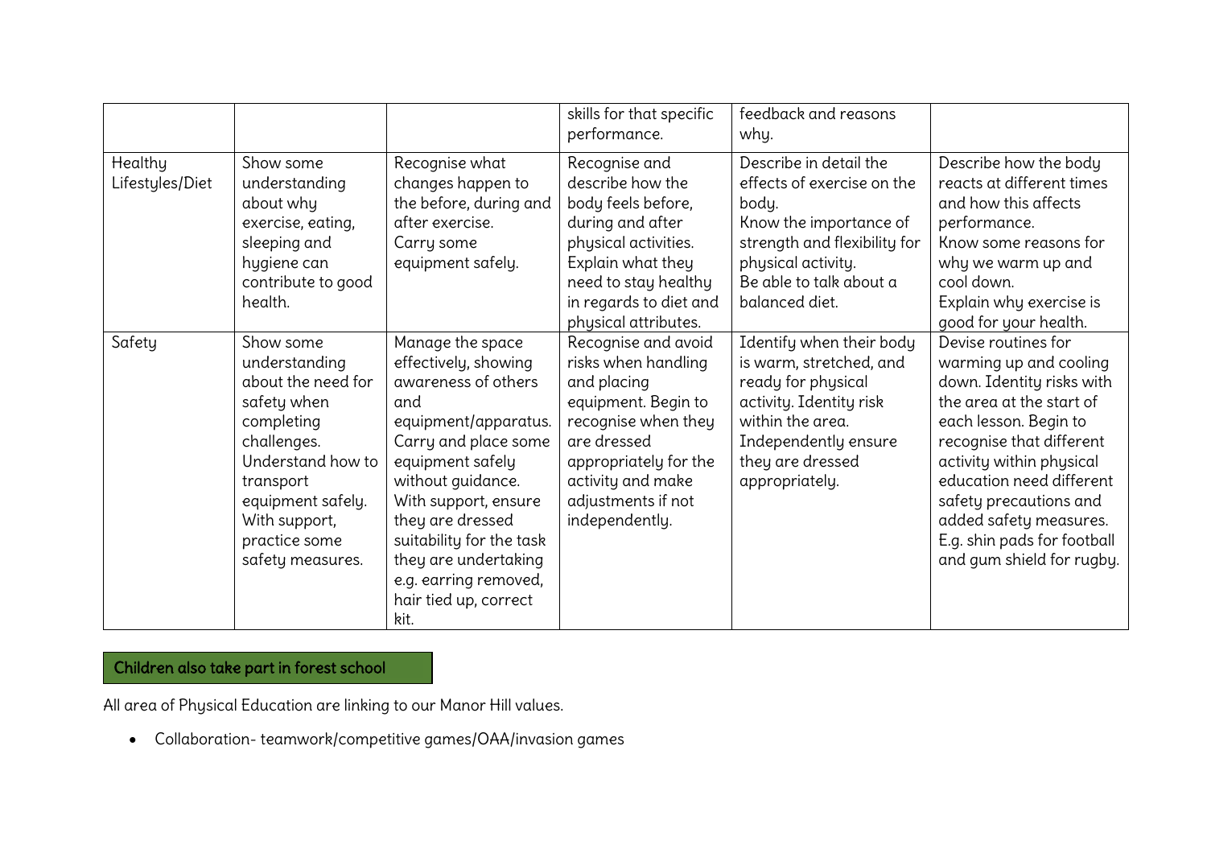| | | | | | |
|---|---|---|---|---|---|
| | | | skills for that specific performance. | feedback and reasons why. | |
| Healthy Lifestyles/Diet | Show some understanding about why exercise, eating, sleeping and hygiene can contribute to good health. | Recognise what changes happen to the before, during and after exercise.<br>Carry some equipment safely. | Recognise and describe how the body feels before, during and after physical activities.<br>Explain what they need to stay healthy in regards to diet and physical attributes. | Describe in detail the effects of exercise on the body.<br>Know the importance of strength and flexibility for physical activity.<br>Be able to talk about a balanced diet. | Describe how the body reacts at different times and how this affects performance.<br>Know some reasons for why we warm up and cool down.<br>Explain why exercise is good for your health. |
| Safety | Show some understanding about the need for safety when completing challenges.<br>Understand how to transport equipment safely.<br>With support, practice some safety measures. | Manage the space effectively, showing awareness of others and equipment/apparatus.<br>Carry and place some equipment safely without guidance.<br>With support, ensure they are dressed suitability for the task they are undertaking e.g. earring removed, hair tied up, correct kit. | Recognise and avoid risks when handling and placing equipment. Begin to recognise when they are dressed appropriately for the activity and make adjustments if not independently. | Identify when their body is warm, stretched, and ready for physical activity. Identity risk within the area.<br>Independently ensure they are dressed appropriately. | Devise routines for warming up and cooling down. Identity risks with the area at the start of each lesson. Begin to recognise that different activity within physical education need different safety precautions and added safety measures. E.g. shin pads for football and gum shield for rugby. |

**Children also take part in forest school**

All area of Physical Education are linking to our Manor Hill values.

- Collaboration- teamwork/competitive games/OAA/invasion games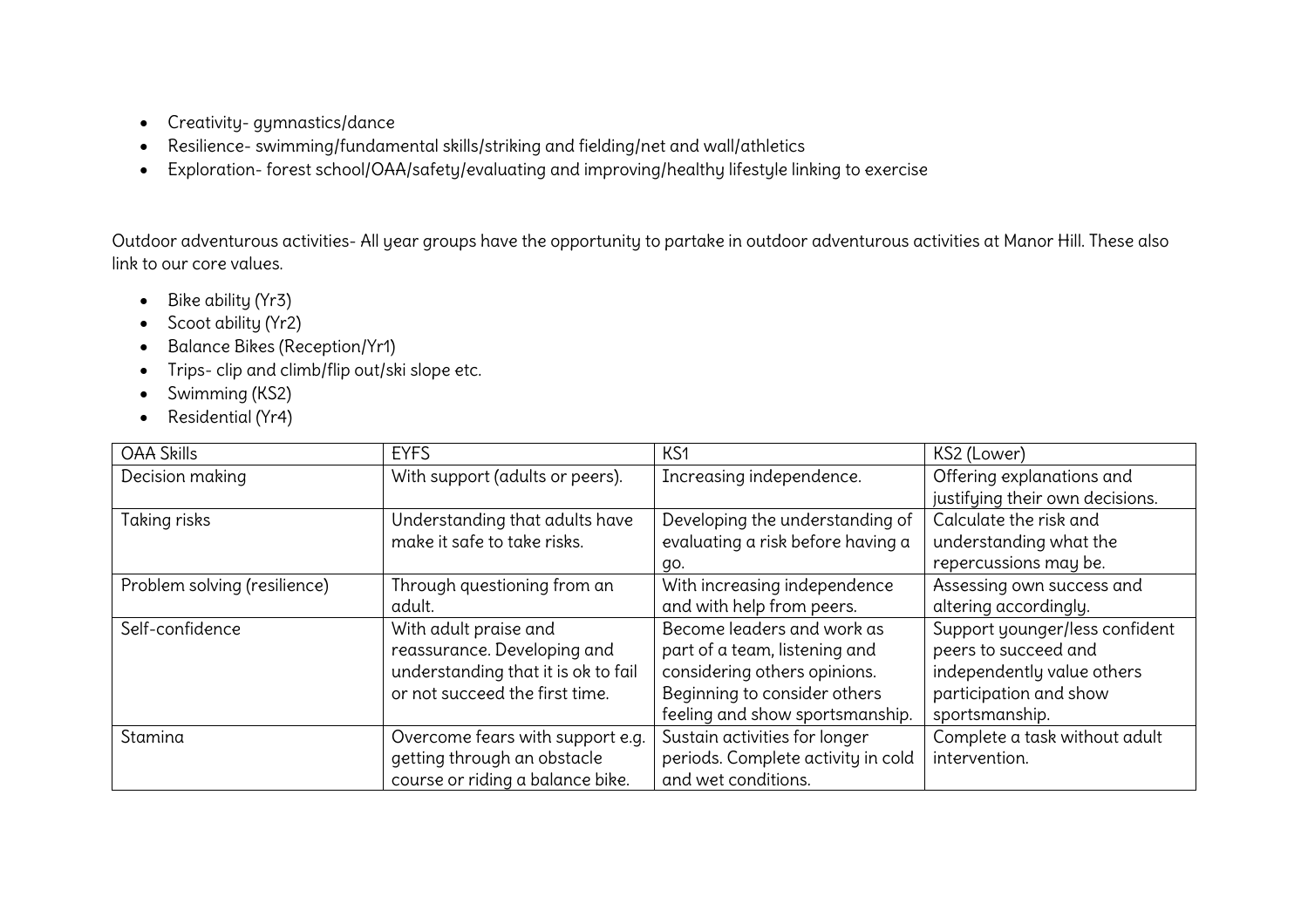- Creativity- gymnastics/dance
- Resilience- swimming/fundamental skills/striking and fielding/net and wall/athletics
- Exploration- forest school/OAA/safety/evaluating and improving/healthy lifestyle linking to exercise

Outdoor adventurous activities- All year groups have the opportunity to partake in outdoor adventurous activities at Manor Hill. These also link to our core values.

- Bike ability (Yr3)
- Scoot ability (Yr2)
- Balance Bikes (Reception/Yr1)
- Trips- clip and climb/flip out/ski slope etc.
- Swimming (KS2)
- Residential (Yr4)

| OAA Skills | EYFS | KS1 | KS2 (Lower) |
| --- | --- | --- | --- |
| Decision making | With support (adults or peers). | Increasing independence. | Offering explanations and justifying their own decisions. |
| Taking risks | Understanding that adults have make it safe to take risks. | Developing the understanding of evaluating a risk before having a go. | Calculate the risk and understanding what the repercussions may be. |
| Problem solving (resilience) | Through questioning from an adult. | With increasing independence and with help from peers. | Assessing own success and altering accordingly. |
| Self-confidence | With adult praise and reassurance. Developing and understanding that it is ok to fail or not succeed the first time. | Become leaders and work as part of a team, listening and considering others opinions. Beginning to consider others feeling and show sportsmanship. | Support younger/less confident peers to succeed and independently value others participation and show sportsmanship. |
| Stamina | Overcome fears with support e.g. getting through an obstacle course or riding a balance bike. | Sustain activities for longer periods. Complete activity in cold and wet conditions. | Complete a task without adult intervention. |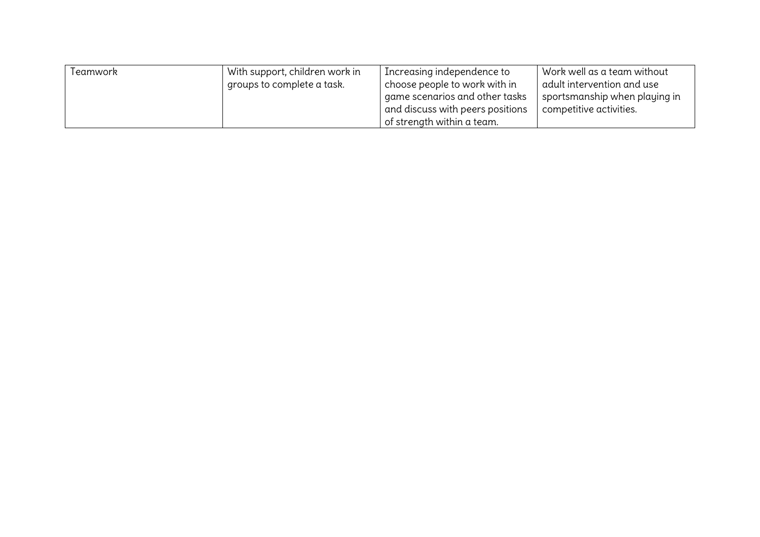| | | | |
|---|---|---|---|
| Teamwork | With support, children work in groups to complete a task. | Increasing independence to choose people to work with in game scenarios and other tasks and discuss with peers positions of strength within a team. | Work well as a team without adult intervention and use sportsmanship when playing in competitive activities. |